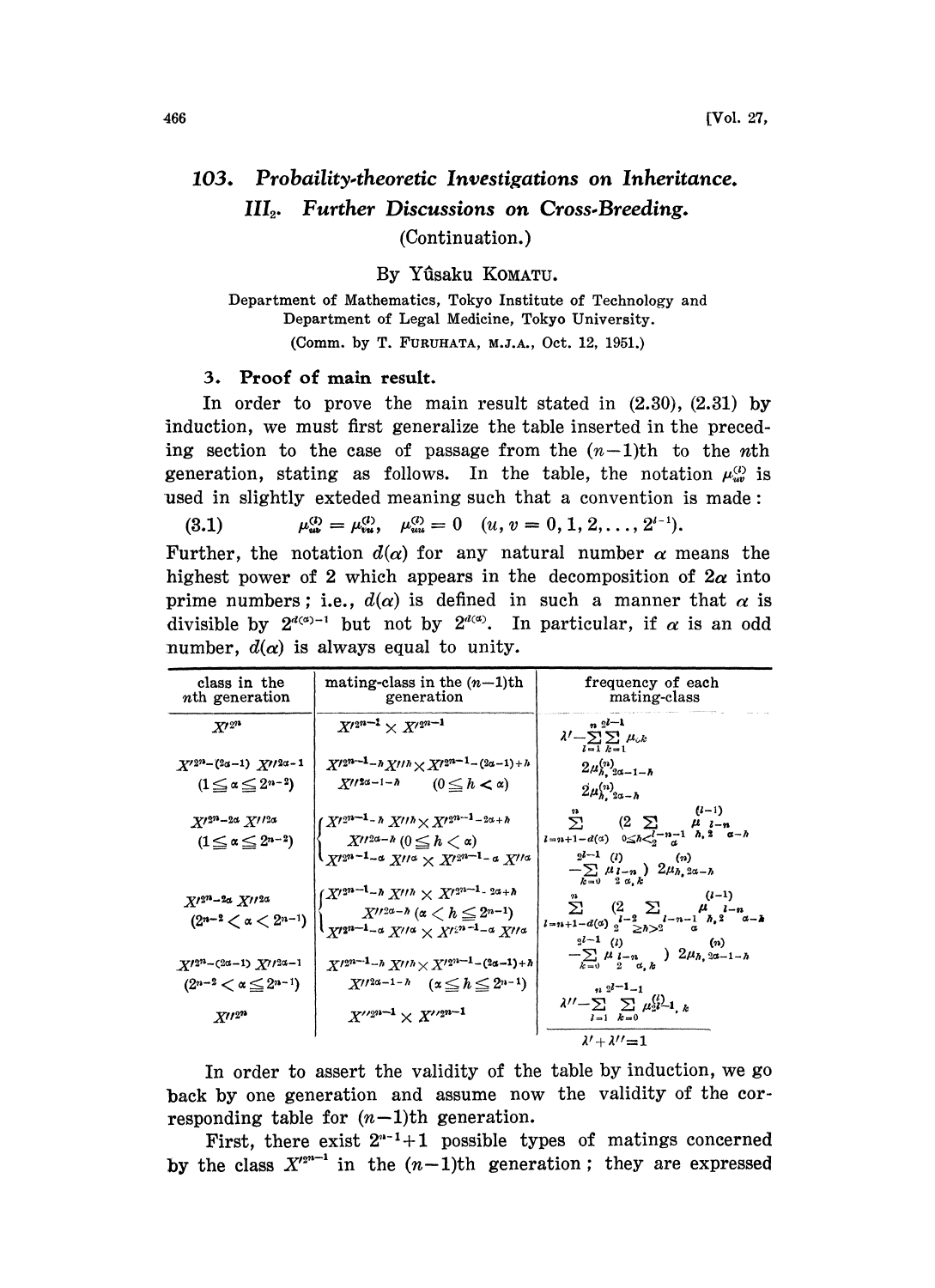# 103. Probaility-theoretic Investigations on Inheritance. III₂. Further Discussions on Cross-Breeding. (Continuation.)

By Yûsaku KOMATU.

Department of Mathematics, Tokyo Institute of Technology and Department of Legal Medicine, Tokyo University.

(Comm. by T. FURUHATA, M.J.A., Oct. 12, 1951.)

## 3. Proof of main result.

In order to prove the main result stated in (2.30), (2.31) by induction, we must first generalize the table inserted in the preceding section to the case of passage from the $(n-1)$th to the $n$th generation, stating as follows. In the table, the notation $\mu_{uv}^{(l)}$ is used in slightly exteded meaning such that a convention is made:

$$\mu_{uv}^{(l)} = \mu_{vu}^{(l)}, \quad \mu_{uu}^{(l)} = 0 \quad (u, v = 0, 1, 2, \ldots, 2^{l-1}). \tag{3.1}$$

Further, the notation $d(\alpha)$ for any natural number $\alpha$ means the highest power of 2 which appears in the decomposition of $2\alpha$ into prime numbers; i.e., $d(\alpha)$ is defined in such a manner that $\alpha$ is divisible by $2^{d(\alpha)-1}$ but not by $2^{d(\alpha)}$. In particular, if $\alpha$ is an odd number, $d(\alpha)$ is always equal to unity.

| class in the $n$th generation | mating-class in the $(n-1)$th generation | frequency of each mating-class |
|---|---|---|
| $X'^{2^n}$ | $X'^{2^{n-1}} \times X'^{2^{n-1}}$ | $\lambda' - \sum_{l=1}^{n} \sum_{k=1}^{2^{l-1}} \mu_{0k}$ |
| $X'^{2^n-(2\alpha-1)} X''^{2\alpha-1}$ $(1 \leq \alpha \leq 2^{n-2})$ | $X'^{2^{n-1}-h} X''^{h} \times X'^{2^{n-1}-(2\alpha-1)+h} X''^{2\alpha-1-h}$ $(0 \leq h < \alpha)$ | $2\mu_{h,2\alpha-1-h}^{(n)}$ |
| $X'^{2^n-2\alpha} X''^{2\alpha}$ $(1 \leq \alpha \leq 2^{n-2})$ | $\left\{\begin{array}{l} X'^{2^{n-1}-h} X''^{h} \times X'^{2^{n-1}-2\alpha+h} X''^{2\alpha-h} \ (0 \leq h < \alpha) \\ X'^{2^{n-1}-\alpha} X''^{\alpha} \times X'^{2^{n-1}-\alpha} X''^{\alpha} \end{array}\right.$ | $2\mu_{h,2\alpha-h}^{(n)}$ <br> $\sum_{l=n+1-d(\alpha)}^{n} \Big(2 \sum_{0 \leq h < 2^{l-n-1}\alpha} \mu_{h,\, 2^{l-n}\alpha-h}^{(l-1)} - \sum_{k=0}^{2^{l-1}} \mu_{2^{l-n}\alpha,\, k}^{(l)}\Big)$ |
| $X'^{2^n-2\alpha} X''^{2\alpha}$ $(2^{n-2} < \alpha < 2^{n-1})$ | $\left\{\begin{array}{l} X'^{2^{n-1}-h} X''^{h} \times X'^{2^{n-1}-2\alpha+h} X''^{2\alpha-h} \ (\alpha < h \leq 2^{n-1}) \\ X'^{2^{n-1}-\alpha} X''^{\alpha} \times X'^{2^{n-1}-\alpha} X''^{\alpha} \end{array}\right.$ | $2\mu_{h,2\alpha-h}^{(n)}$ <br> $\sum_{l=n+1-d(\alpha)}^{n} \Big(2 \sum_{2^{l-2} \geq h > 2^{l-n-1}\alpha} \mu_{h,\, 2^{l-n}\alpha-h}^{(l-1)} - \sum_{k=0}^{2^{l-1}} \mu_{2^{l-n}\alpha,\, k}^{(l)}\Big)$ |
| $X'^{2^n-(2\alpha-1)} X''^{2\alpha-1}$ $(2^{n-2} < \alpha \leq 2^{n-1})$ | $X'^{2^{n-1}-h} X''^{h} \times X'^{2^{n-1}-(2\alpha-1)+h} X''^{2\alpha-1-h}$ $(\alpha \leq h \leq 2^{n-1})$ | $2\mu_{h,2\alpha-1-h}^{(n)}$ |
| $X''^{2^n}$ | $X''^{2^{n-1}} \times X''^{2^{n-1}}$ | $\lambda'' - \sum_{l=1}^{n} \sum_{k=0}^{2^{l-1}-1} \mu_{2^{l-1},\, k}^{(l)}$ |
| | | $\lambda' + \lambda'' = 1$ |

In order to assert the validity of the table by induction, we go back by one generation and assume now the validity of the corresponding table for $(n-1)$th generation.

First, there exist $2^{n-1}+1$ possible types of matings concerned by the class $X'^{2^{n-1}}$ in the $(n-1)$th generation; they are expressed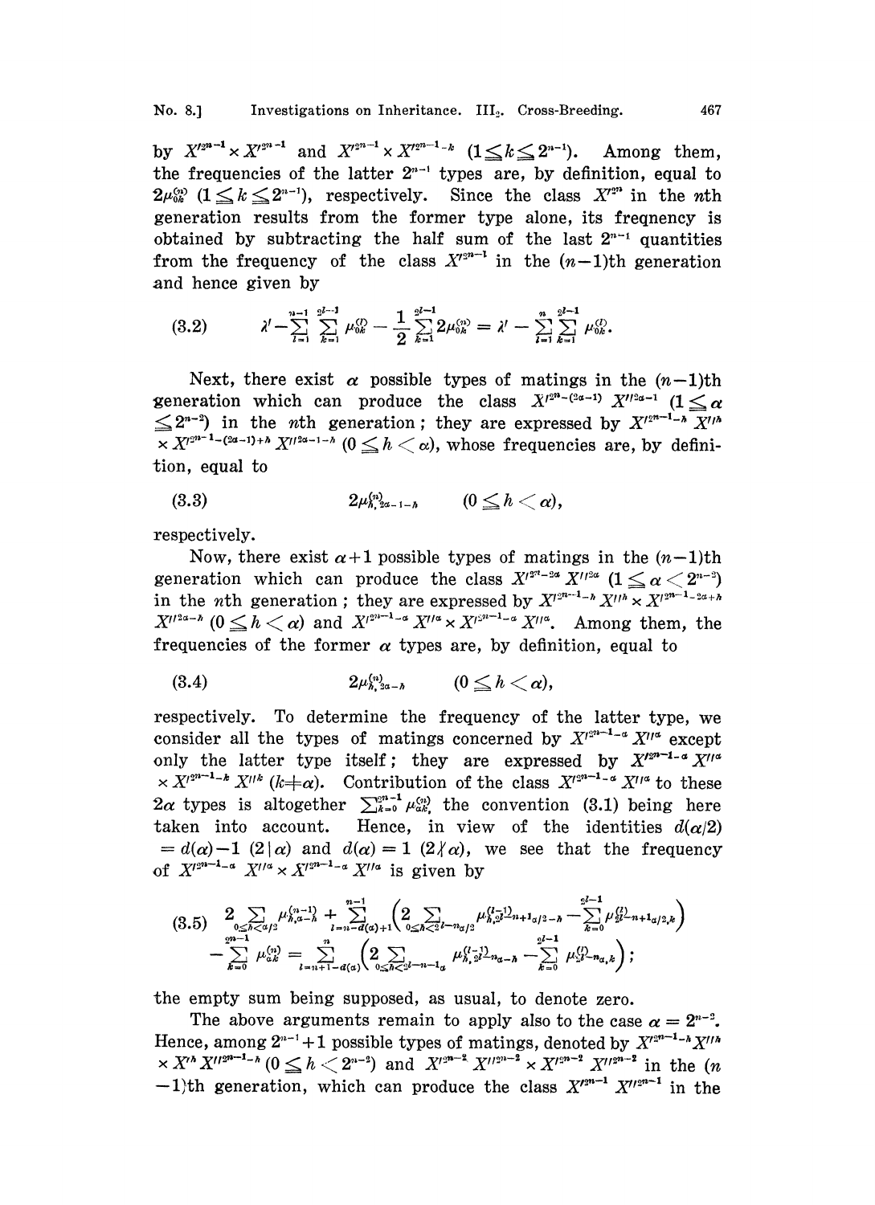by $X'^{2^{n-1}} \times X'^{2^{n-1}}$ and $X'^{2^{n-1}} \times X'^{2^{n-1}-k}$ $(1 \leq k \leq 2^{n-1})$. Among them, the frequencies of the latter $2^{n-1}$ types are, by definition, equal to $2\mu_{0k}^{(n)}$ $(1 \leq k \leq 2^{n-1})$, respectively. Since the class $X'^{2^n}$ in the $n$th generation results from the former type alone, its freqnency is obtained by subtracting the half sum of the last $2^{n-1}$ quantities from the frequency of the class $X'^{2^{n-1}}$ in the $(n-1)$th generation and hence given by

$$(3.2) \qquad \lambda' - \sum_{l=1}^{n-1} \sum_{k=1}^{2^{l-1}} \mu_{0k}^{(l)} - \frac{1}{2} \sum_{k=1}^{2^{l-1}} 2\mu_{0k}^{(n)} = \lambda' - \sum_{l=1}^{n} \sum_{k=1}^{2^{l-1}} \mu_{0k}^{(l)}.$$

Next, there exist $\alpha$ possible types of matings in the $(n-1)$th generation which can produce the class $X'^{2^n-(2\alpha-1)} X''^{2\alpha-1}$ $(1 \leq \alpha \leq 2^{n-2})$ in the $n$th generation; they are expressed by $X'^{2^{n-1}-h} X''^h \times X'^{2^{n-1}-(2\alpha-1)+h} X''^{2\alpha-1-h}$ $(0 \leq h < \alpha)$, whose frequencies are, by definition, equal to

$$(3.3) \qquad 2\mu_{h,2\alpha-1-h}^{(n)} \qquad (0 \leq h < \alpha),$$

respectively.

Now, there exist $\alpha+1$ possible types of matings in the $(n-1)$th generation which can produce the class $X'^{2^n-2\alpha} X''^{2\alpha}$ $(1 \leq \alpha < 2^{n-2})$ in the $n$th generation; they are expressed by $X'^{2^{n-1}-h} X''^h \times X'^{2^{n-1}-2\alpha+h} X''^{2\alpha-h}$ $(0 \leq h < \alpha)$ and $X'^{2^{n-1}-\alpha} X''^{\alpha} \times X'^{2^{n-1}-\alpha} X''^{\alpha}$. Among them, the frequencies of the former $\alpha$ types are, by definition, equal to

$$(3.4) \qquad 2\mu_{h,2\alpha-h}^{(n)} \qquad (0 \leq h < \alpha),$$

respectively. To determine the frequency of the latter type, we consider all the types of matings concerned by $X'^{2^{n-1}-\alpha} X''^{\alpha}$ except only the latter type itself; they are expressed by $X'^{2^{n-1}-\alpha} X''^{\alpha} \times X'^{2^{n-1}-k} X''^k$ $(k \neq \alpha)$. Contribution of the class $X'^{2^{n-1}-\alpha} X''^{\alpha}$ to these $2\alpha$ types is altogether $\sum_{k=0}^{2^{n-1}} \mu_{\alpha k}^{(n)}$ the convention (3.1) being here taken into account. Hence, in view of the identities $d(\alpha/2) = d(\alpha)-1$ $(2 \mid \alpha)$ and $d(\alpha) = 1$ $(2 \nmid \alpha)$, we see that the frequency of $X'^{2^{n-1}-\alpha} X''^{\alpha} \times X'^{2^{n-1}-\alpha} X''^{\alpha}$ is given by

$$(3.5) \quad 2\sum_{0 \leq h < \alpha/2} \mu_{h,\alpha-h}^{(n-1)} + \sum_{l=n-d(\alpha)+1}^{n-1} \left( 2\sum_{0 \leq h < 2^{l}-n_{\alpha/2}} \mu_{h,2^{l}-n+1_{\alpha/2}-h}^{(l-1)} - \sum_{k=0}^{2^{l-1}} \mu_{2^{l}-n+1_{\alpha/2},k}^{(l)} \right)$$
$$- \sum_{k=0}^{2^{n-1}} \mu_{\alpha k}^{(n)} = \sum_{l=n+1-d(\alpha)}^{n} \left( 2\sum_{0 \leq h < 2^{l}-n-1_{\alpha}} \mu_{h,2^{l}-n_{\alpha}-h}^{(l-1)} - \sum_{k=0}^{2^{l-1}} \mu_{2^{l}-n_{\alpha},k}^{(l)} \right);$$

the empty sum being supposed, as usual, to denote zero.

The above arguments remain to apply also to the case $\alpha = 2^{n-2}$. Hence, among $2^{n-1}+1$ possible types of matings, denoted by $X'^{2^{n-1}-h} X''^h \times X'^h X''^{2^{n-1}-h}$ $(0 \leq h < 2^{n-2})$ and $X'^{2^{n-2}} X''^{2^{n-2}} \times X'^{2^{n-2}} X''^{2^{n-2}}$ in the $(n-1)$th generation, which can produce the class $X'^{2^{n-1}} X''^{2^{n-1}}$ in the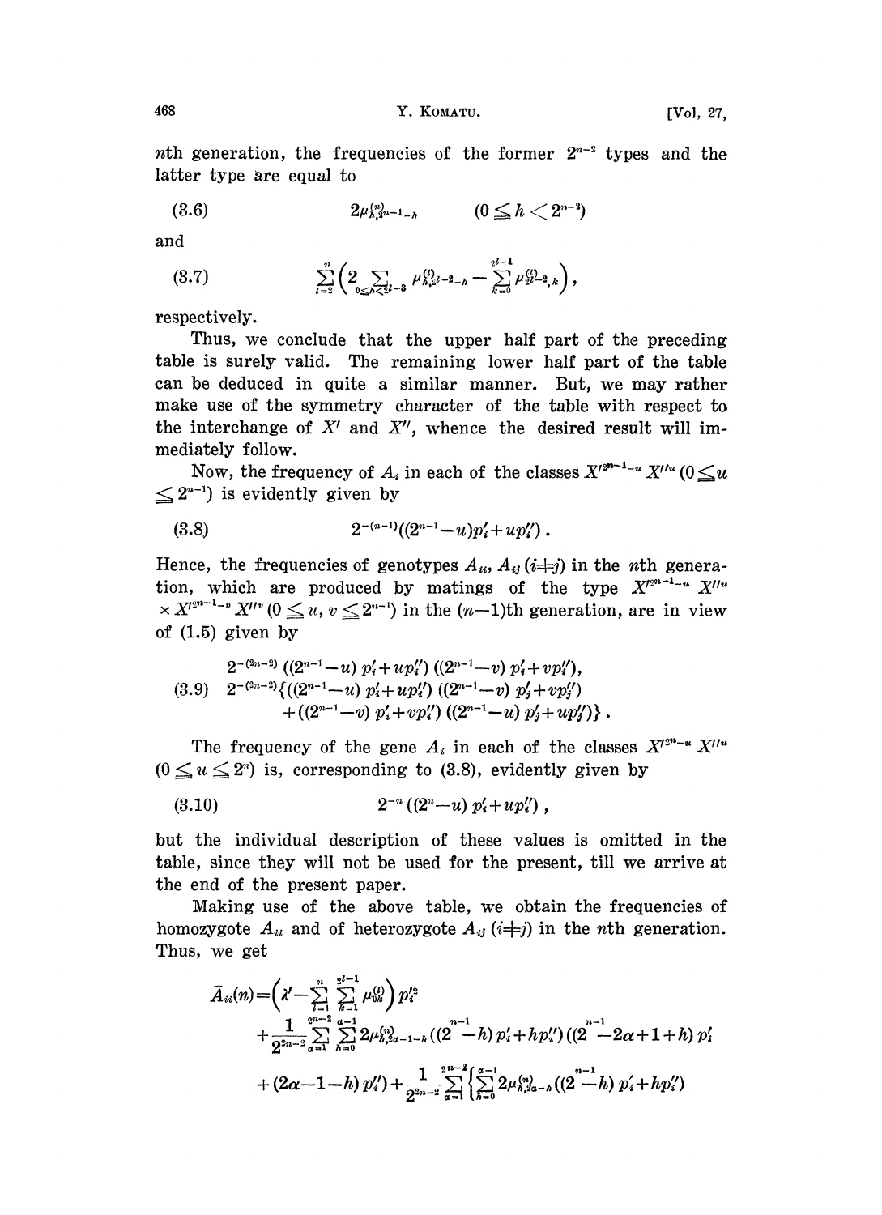$n$th generation, the frequencies of the former $2^{n-2}$ types and the latter type are equal to

$$(3.6) \qquad 2\mu^{(n)}_{h,2^{n}-1-h} \qquad (0 \leqq h < 2^{n-2})$$

and

$$(3.7) \qquad \sum_{l=2}^{n}\Big(2\sum_{0\leqq h<2^{l-3}} \mu^{(l)}_{h,2^{l}-2-h} - \sum_{k=0}^{2^{l}-1} \mu^{(l)}_{2^{l}-2,k}\Big),$$

respectively.

Thus, we conclude that the upper half part of the preceding table is surely valid. The remaining lower half part of the table can be deduced in quite a similar manner. But, we may rather make use of the symmetry character of the table with respect to the interchange of $X'$ and $X''$, whence the desired result will immediately follow.

Now, the frequency of $A_i$ in each of the classes $X'^{2^{n-1}-u} X''^{u}$ $(0 \leqq u \leqq 2^{n-1})$ is evidently given by

$$(3.8) \qquad 2^{-(n-1)}((2^{n-1}-u)p'_i + up''_i).$$

Hence, the frequencies of genotypes $A_{ii}$, $A_{ij}$ $(i \neq j)$ in the $n$th generation, which are produced by matings of the type $X'^{2^{n-1}-u} X''^{u} \times X'^{2^{n-1}-v} X''^{v}$ $(0 \leqq u, v \leqq 2^{n-1})$ in the $(n-1)$th generation, are in view of (1.5) given by

$$(3.9) \qquad \begin{aligned} &2^{-(2n-2)}((2^{n-1}-u)p'_i + up''_i)((2^{n-1}-v)p'_i + vp''_i), \\ &2^{-(2n-2)}\{((2^{n-1}-u)p'_i + up''_i)((2^{n-1}-v)p'_j + vp''_j) \\ &\qquad + ((2^{n-1}-v)p'_i + vp''_i)((2^{n-1}-u)p'_j + up''_j)\}. \end{aligned}$$

The frequency of the gene $A_i$ in each of the classes $X'^{2^{n}-u} X''^{u}$ $(0 \leqq u \leqq 2^{n})$ is, corresponding to (3.8), evidently given by

$$(3.10) \qquad 2^{-n}((2^{n}-u)p'_i + up''_i),$$

but the individual description of these values is omitted in the table, since they will not be used for the present, till we arrive at the end of the present paper.

Making use of the above table, we obtain the frequencies of homozygote $A_{ii}$ and of heterozygote $A_{ij}$ $(i \neq j)$ in the $n$th generation. Thus, we get

$$\begin{aligned} \bar{A}_{ii}(n) = &\Big(\lambda' - \sum_{l=1}^{n}\sum_{k=1}^{2^{l}-1} \mu^{(l)}_{0k}\Big)p'^2_i \\ &+ \frac{1}{2^{2n-2}}\sum_{\alpha=1}^{2^{n-2}}\sum_{h=0}^{\alpha-1} 2\mu^{(n)}_{h,2\alpha-1-h}((2^{n-1}-h)p'_i + hp''_i)((2^{n-1}-2\alpha+1+h)p'_i \\ &+ (2\alpha-1-h)p''_i) + \frac{1}{2^{2n-2}}\sum_{\alpha=1}^{2^{n-2}}\Big\{\sum_{h=0}^{\alpha-1} 2\mu^{(n)}_{h,2\alpha-h}((2^{n-1}-h)p'_i + hp''_i) \end{aligned}$$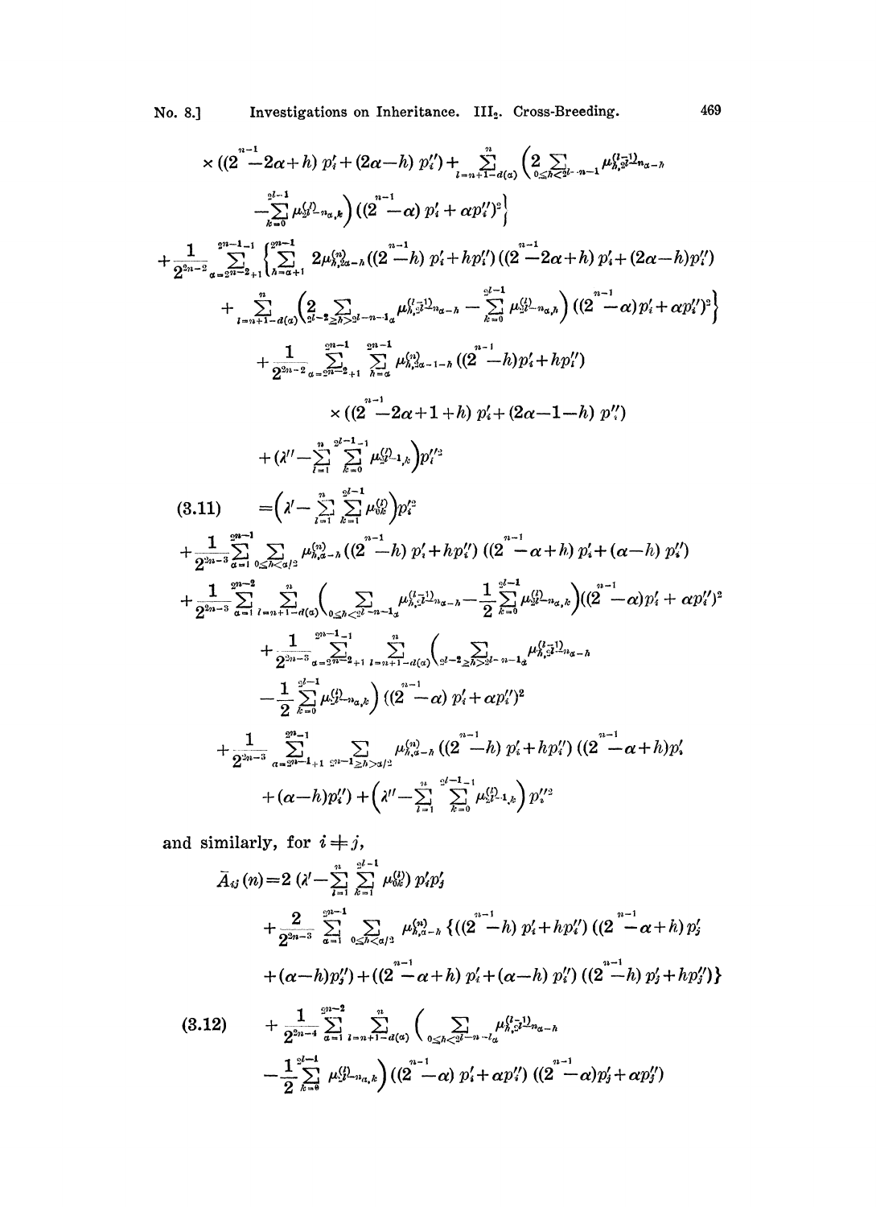$$\times((2^{n-1}-2\alpha+h)\,p_i'+(2\alpha-h)\,p_i'')+\sum_{l=n+1-d(\alpha)}^{n}\Big(2\sum_{0\leq h<2^{l-n-1}}\mu_{h,2^{l}-n_{\alpha-h}}^{(l-1)}$$

$$-\sum_{k=0}^{2^{l}-1}\mu_{2^{l}-n_{\alpha},k}^{(l)}\Big)((2^{n-1}-\alpha)\,p_i'+\alpha p_i'')^2\Big\}$$

$$+\frac{1}{2^{2n-2}}\sum_{\alpha=2^{n-2}+1}^{2^{n-1}-1}\Big\{\sum_{h=\alpha+1}^{2^{n-1}}2\mu_{h,2\alpha-h}^{(n)}((2^{n-1}-h)\,p_i'+hp_i'')((2^{n-1}-2\alpha+h)\,p_i'+(2\alpha-h)p_i'')$$

$$+\sum_{l=n+1-d(\alpha)}^{n}\Big(2\sum_{2^{l-2}\geq h>2^{l-n-1}\alpha}\mu_{h,2^{l}-n_{\alpha-h}}^{(l-1)}-\sum_{k=0}^{2^{l}-1}\mu_{2^{l}-n_{\alpha},k}^{(l)}\Big)((2^{n-1}-\alpha)p_i'+\alpha p_i'')^2\Big\}$$

$$+\frac{1}{2^{2n-2}}\sum_{\alpha=2^{n-2}+1}^{2^{n-1}}\sum_{h=\alpha}^{2^{n-1}}\mu_{h,2\alpha-1-h}^{(n)}((2^{n-1}-h)p_i'+hp_i'')$$

$$\times((2^{n-1}-2\alpha+1+h)\,p_i'+(2\alpha-1-h)\,p_i'')$$

$$+\Big(\lambda''-\sum_{l=1}^{n}\sum_{k=0}^{2^{l-1}-1}\mu_{2^{l}-1,k}^{(l)}\Big)p_i''^2$$

$$(3.11)\qquad =\Big(\lambda'-\sum_{l=1}^{n}\sum_{k=1}^{2^{l}-1}\mu_{0k}^{(l)}\Big)p_i'^2$$

$$+\frac{1}{2^{2n-3}}\sum_{\alpha=1}^{2^{n-1}}\sum_{0\leq h<\alpha/2}\mu_{h,\alpha-h}^{(n)}((2^{n-1}-h)\,p_i'+hp_i'')\,((2^{n-1}-\alpha+h)\,p_i'+(\alpha-h)\,p_i'')$$

$$+\frac{1}{2^{2n-3}}\sum_{\alpha=1}^{2^{n-2}}\sum_{l=n+1-d(\alpha)}^{n}\Big(\sum_{0\leq h<2^{l-n-1}\alpha}\mu_{h,2^{l}-n_{\alpha-h}}^{(l-1)}-\frac{1}{2}\sum_{k=0}^{2^{l}-1}\mu_{2^{l}-n_{\alpha},k}^{(l)}\Big)((2^{n-1}-\alpha)p_i'+\alpha p_i'')^2$$

$$+\frac{1}{2^{2n-3}}\sum_{\alpha=2^{n-2}+1}^{2^{n-1}-1}\sum_{l=n+1-d(\alpha)}^{n}\Big(\sum_{2^{l-2}\geq h>2^{l-n-1}\alpha}\mu_{h,2^{l}-n_{\alpha-h}}^{(l-1)}$$

$$-\frac{1}{2}\sum_{k=0}^{2^{l}-1}\mu_{2^{l}-n_{\alpha},k}^{(l)}\Big)((2^{n-1}-\alpha)\,p_i'+\alpha p_i'')^2$$

$$+\frac{1}{2^{2n-3}}\sum_{\alpha=2^{n-1}+1}^{2^{n}-1}\sum_{2^{n-1}\geq h>\alpha/2}\mu_{h,\alpha-h}^{(n)}((2^{n-1}-h)\,p_i'+hp_i'')\,((2^{n-1}-\alpha+h)p_i'$$

$$+(\alpha-h)p_i'')+\Big(\lambda''-\sum_{l=1}^{n}\sum_{k=0}^{2^{l-1}-1}\mu_{2^{l}-1,k}^{(l)}\Big)p_i''^2$$

and similarly, for $i\neq j$,

$$\bar{A}_{ij}(n)=2\Big(\lambda'-\sum_{l=1}^{n}\sum_{k=1}^{2^{l}-1}\mu_{0k}^{(l)}\Big)p_i'p_j'$$

$$+\frac{2}{2^{2n-3}}\sum_{\alpha=1}^{2^{n}-1}\sum_{0\leq h<\alpha/2}\mu_{h,\alpha-h}^{(n)}\{((2^{n-1}-h)\,p_i'+hp_i'')\,((2^{n-1}-\alpha+h)\,p_j'$$

$$+(\alpha-h)p_j'')+((2^{n-1}-\alpha+h)\,p_i'+(\alpha-h)\,p_i'')\,((2^{n-1}-h)\,p_j'+hp_j'')\}$$

$$(3.12)\qquad +\frac{1}{2^{2n-4}}\sum_{\alpha=1}^{2^{n-2}}\sum_{l=n+1-d(\alpha)}^{n}\Big(\sum_{0\leq h<2^{l-n-1}\alpha}\mu_{h,2^{l}-n_{\alpha-h}}^{(l-1)}$$

$$-\frac{1}{2}\sum_{k=0}^{2^{l}-1}\mu_{2^{l}-n_{\alpha},k}^{(l)}\Big)((2^{n-1}-\alpha)\,p_i'+\alpha p_i'')\,((2^{n-1}-\alpha)p_j'+\alpha p_j'')$$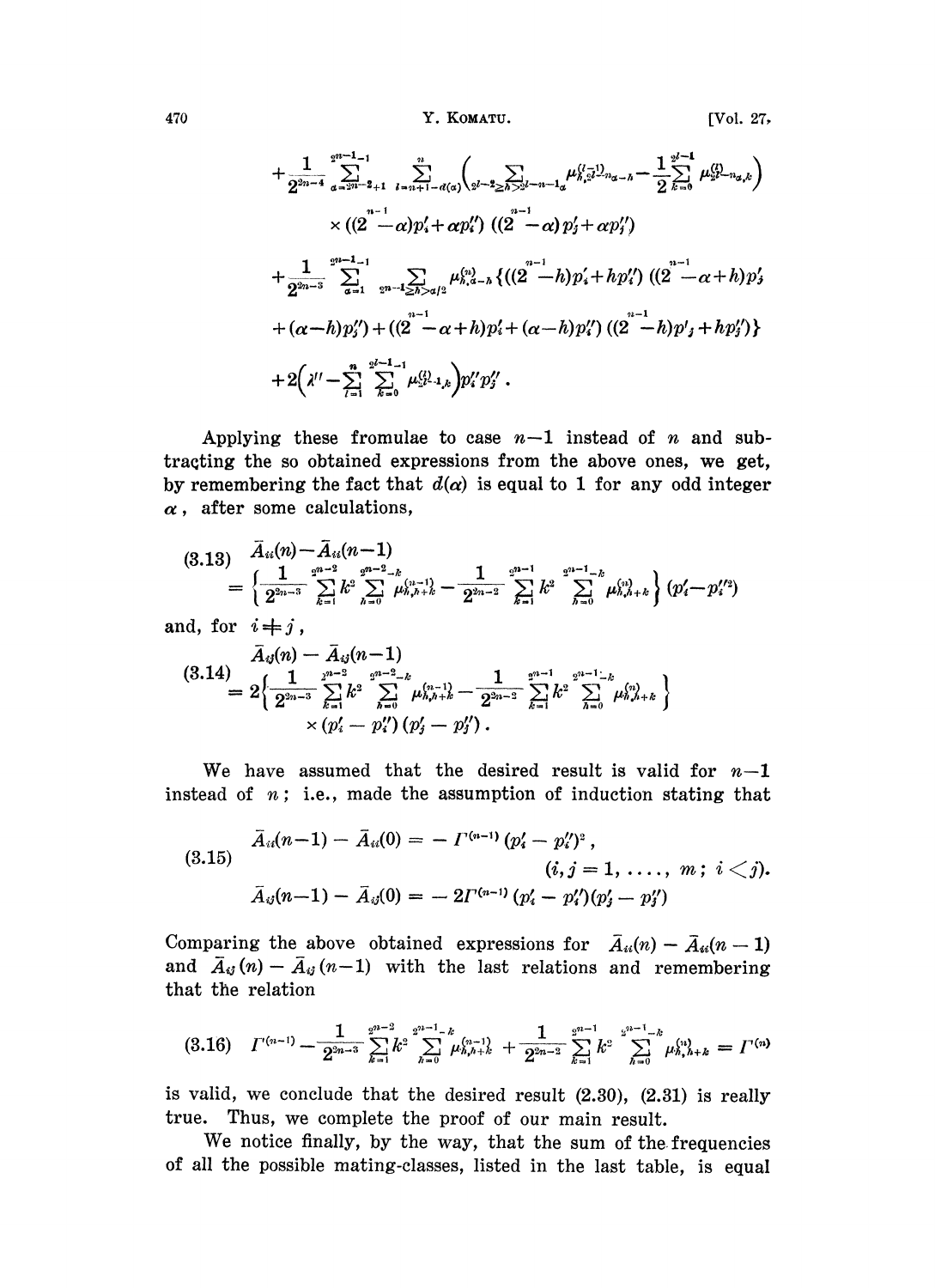$$
+\frac{1}{2^{2n-4}}\sum_{\alpha=2^{n-2}+1}^{2^{n-1}-1}\sum_{l=n+1-d(\alpha)}^{n}\left(\sum_{2^{l-2}\geq h>2^{l-n-1}\alpha}\mu_{h,2^{l-1}n_\alpha-h}^{(l-1)}-\frac{1}{2}\sum_{k=0}^{2^{l-1}}\mu_{2^{l}-n_\alpha,k}^{(l)}\right)
$$

$$
\times((2^{n-1}-\alpha)p_i'+\alpha p_i'')((2^{n-1}-\alpha)p_j'+\alpha p_j'')
$$

$$
+\frac{1}{2^{2n-3}}\sum_{\alpha=1}^{2^{n-1}-1}\sum_{2^{n-1}\geq h>\alpha/2}\mu_{h,\alpha-h}^{(n)}\{((2^{n-1}-h)p_i'+hp_i'')((2^{n-1}-\alpha+h)p_j'
$$

$$
+(\alpha-h)p_j'')+((2^{n-1}-\alpha+h)p_i'+(\alpha-h)p_i'')((2^{n-1}-h)p_j'+hp_j'')\}
$$

$$
+2\left(\lambda''-\sum_{l=1}^{n}\sum_{k=0}^{2^{l-1}-1}\mu_{2^{l-1},k}^{(l)}\right)p_i''p_j''.
$$

Applying these fromulae to case $n-1$ instead of $n$ and subtracting the so obtained expressions from the above ones, we get, by remembering the fact that $d(\alpha)$ is equal to 1 for any odd integer $\alpha$, after some calculations,

$$
\begin{aligned}
&\bar{A}_{ii}(n)-\bar{A}_{ii}(n-1) \\
&=\left\{\frac{1}{2^{2n-3}}\sum_{k=1}^{2^{n-2}}k^2\sum_{h=0}^{2^{n-2}-k}\mu_{h,h+k}^{(n-1)}-\frac{1}{2^{2n-2}}\sum_{k=1}^{2^{n-1}}k^2\sum_{h=0}^{2^{n-1}-k}\mu_{h,h+k}^{(n)}\right\}(p_i'-p_i''^2)
\end{aligned}
\tag{3.13}
$$

and, for $i\neq j$,

$$
\begin{aligned}
&\bar{A}_{ij}(n)-\bar{A}_{ij}(n-1) \\
&=2\left\{\frac{1}{2^{2n-3}}\sum_{k=1}^{2^{n-2}}k^2\sum_{h=0}^{2^{n-2}-k}\mu_{h,h+k}^{(n-1)}-\frac{1}{2^{2n-2}}\sum_{k=1}^{2^{n-1}}k^2\sum_{h=0}^{2^{n-1}-k}\mu_{h,h+k}^{(n)}\right\} \\
&\quad\times(p_i'-p_i'')(p_j'-p_j'').
\end{aligned}
\tag{3.14}
$$

We have assumed that the desired result is valid for $n-1$ instead of $n$; i.e., made the assumption of induction stating that

$$
\begin{aligned}
&\bar{A}_{ii}(n-1)-\bar{A}_{ii}(0)=-\Gamma^{(n-1)}(p_i'-p_i'')^2, \\
&\qquad\qquad\qquad\qquad\qquad\qquad (i,j=1,\ldots,m;\ i<j). \\
&\bar{A}_{ij}(n-1)-\bar{A}_{ij}(0)=-2\Gamma^{(n-1)}(p_i'-p_i'')(p_j'-p_j'')
\end{aligned}
\tag{3.15}
$$

Comparing the above obtained expressions for $\bar{A}_{ii}(n)-\bar{A}_{ii}(n-1)$ and $\bar{A}_{ij}(n)-\bar{A}_{ij}(n-1)$ with the last relations and remembering that the relation

$$
\Gamma^{(n-1)}-\frac{1}{2^{2n-3}}\sum_{k=1}^{2^{n-2}}k^2\sum_{h=0}^{2^{n-1}-k}\mu_{h,h+k}^{(n-1)}+\frac{1}{2^{2n-2}}\sum_{k=1}^{2^{n-1}}k^2\sum_{h=0}^{2^{n-1}-k}\mu_{h,h+k}^{(n)}=\Gamma^{(n)}
\tag{3.16}
$$

is valid, we conclude that the desired result (2.30), (2.31) is really true. Thus, we complete the proof of our main result.

We notice finally, by the way, that the sum of the frequencies of all the possible mating-classes, listed in the last table, is equal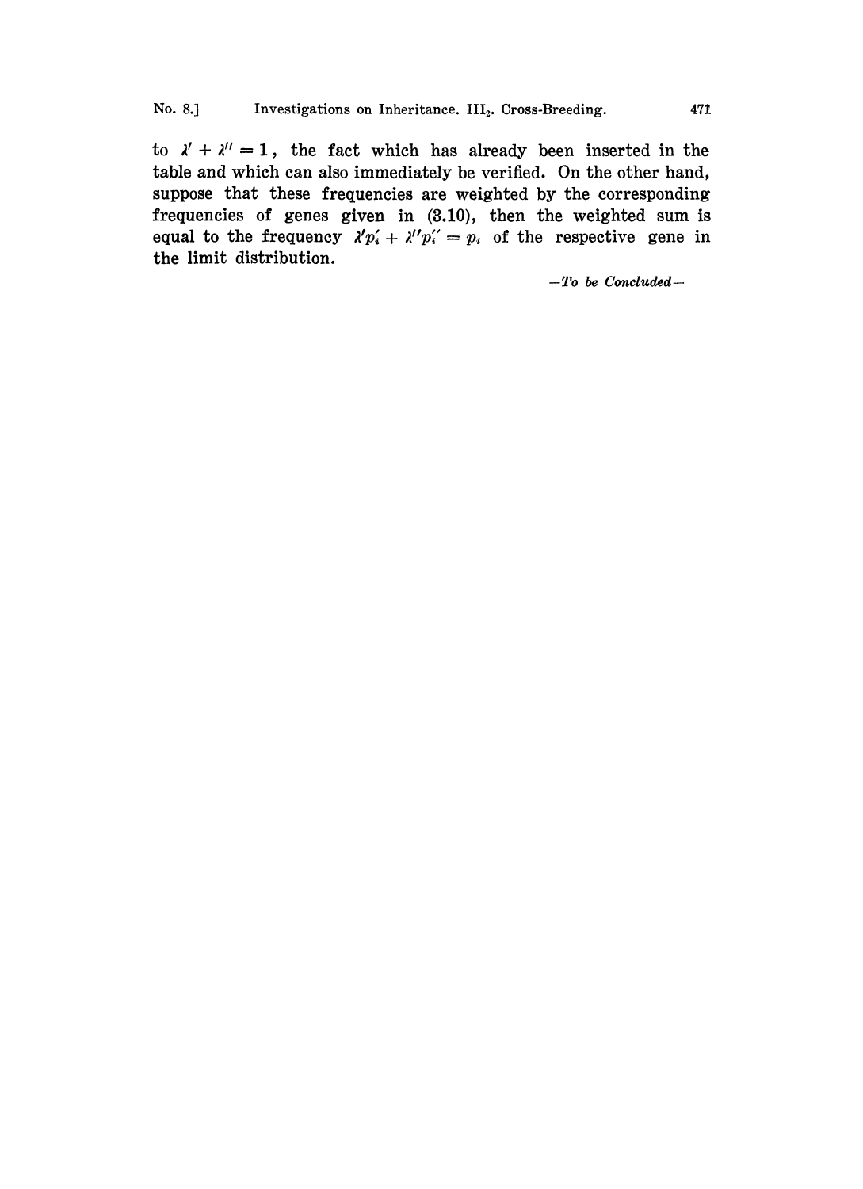to $\lambda' + \lambda'' = 1$, the fact which has already been inserted in the table and which can also immediately be verified. On the other hand, suppose that these frequencies are weighted by the corresponding frequencies of genes given in (3.10), then the weighted sum is equal to the frequency $\lambda' p_i' + \lambda'' p_i'' = p_i$ of the respective gene in the limit distribution.

*—To be Concluded—*